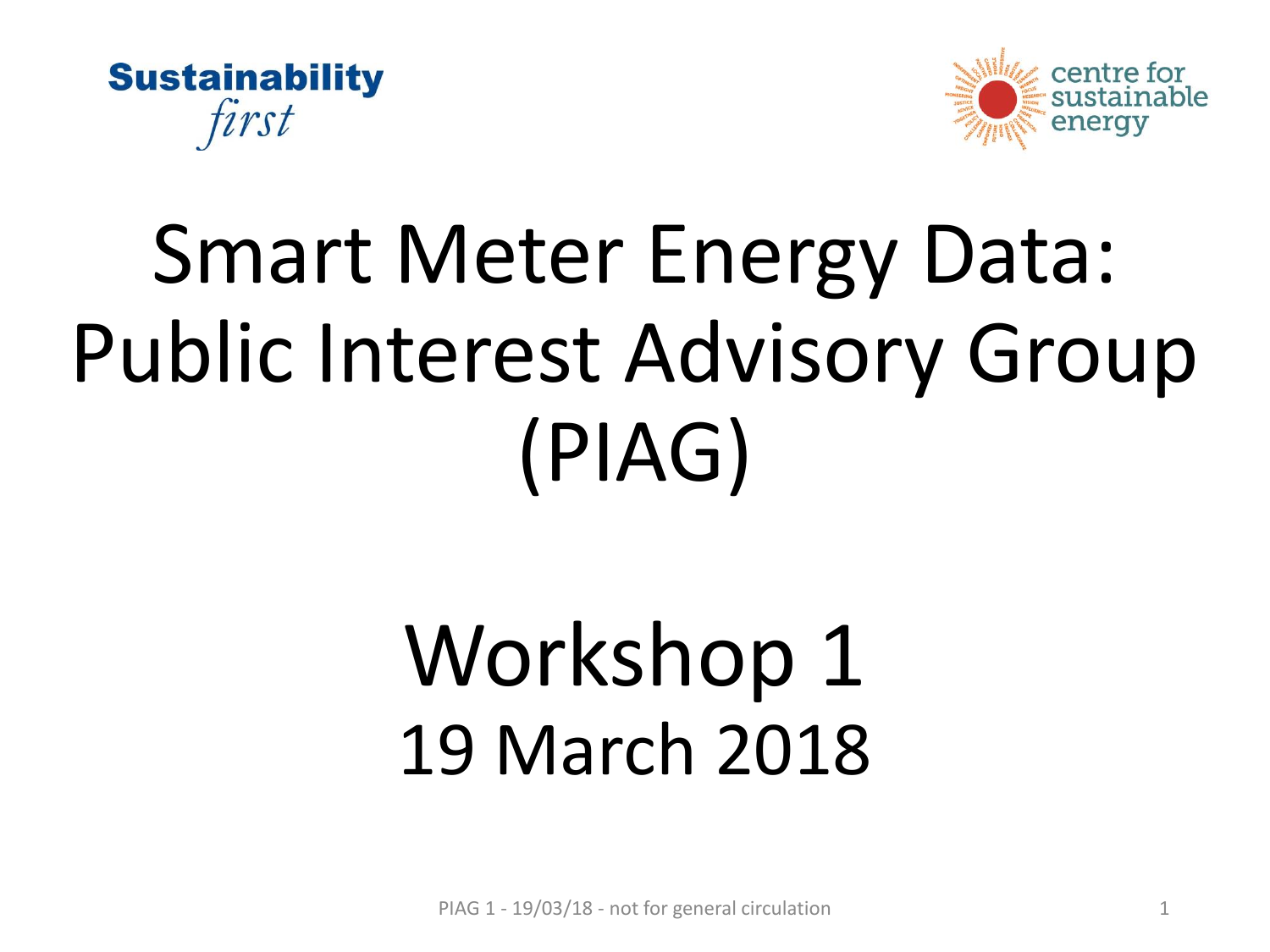Sustainability *first*

centre for sustainable energy

# Smart Meter Energy Data: Public Interest Advisory Group (PIAG)

## Workshop 1
19 March 2018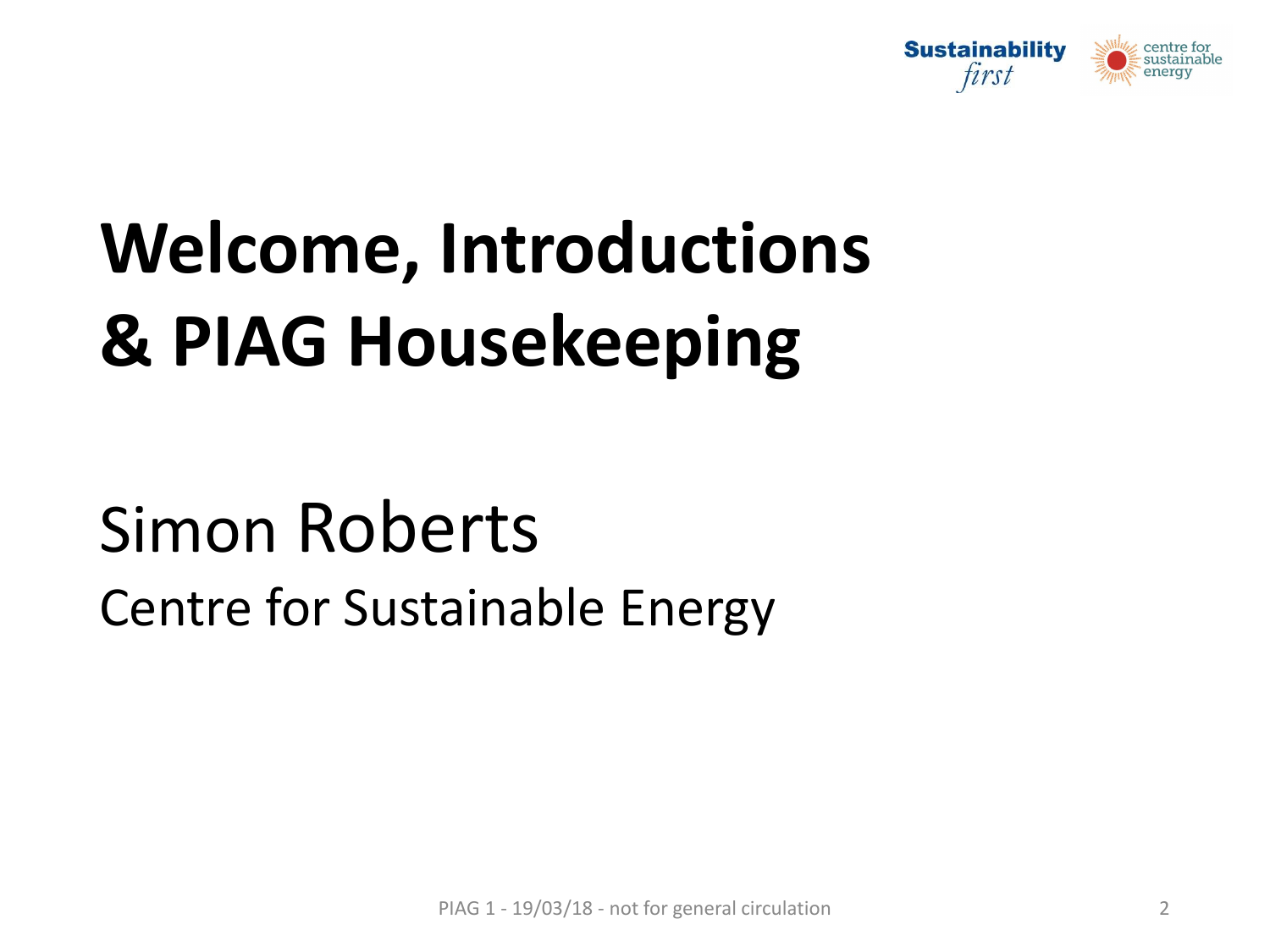# Welcome, Introductions & PIAG Housekeeping

Simon Roberts

Centre for Sustainable Energy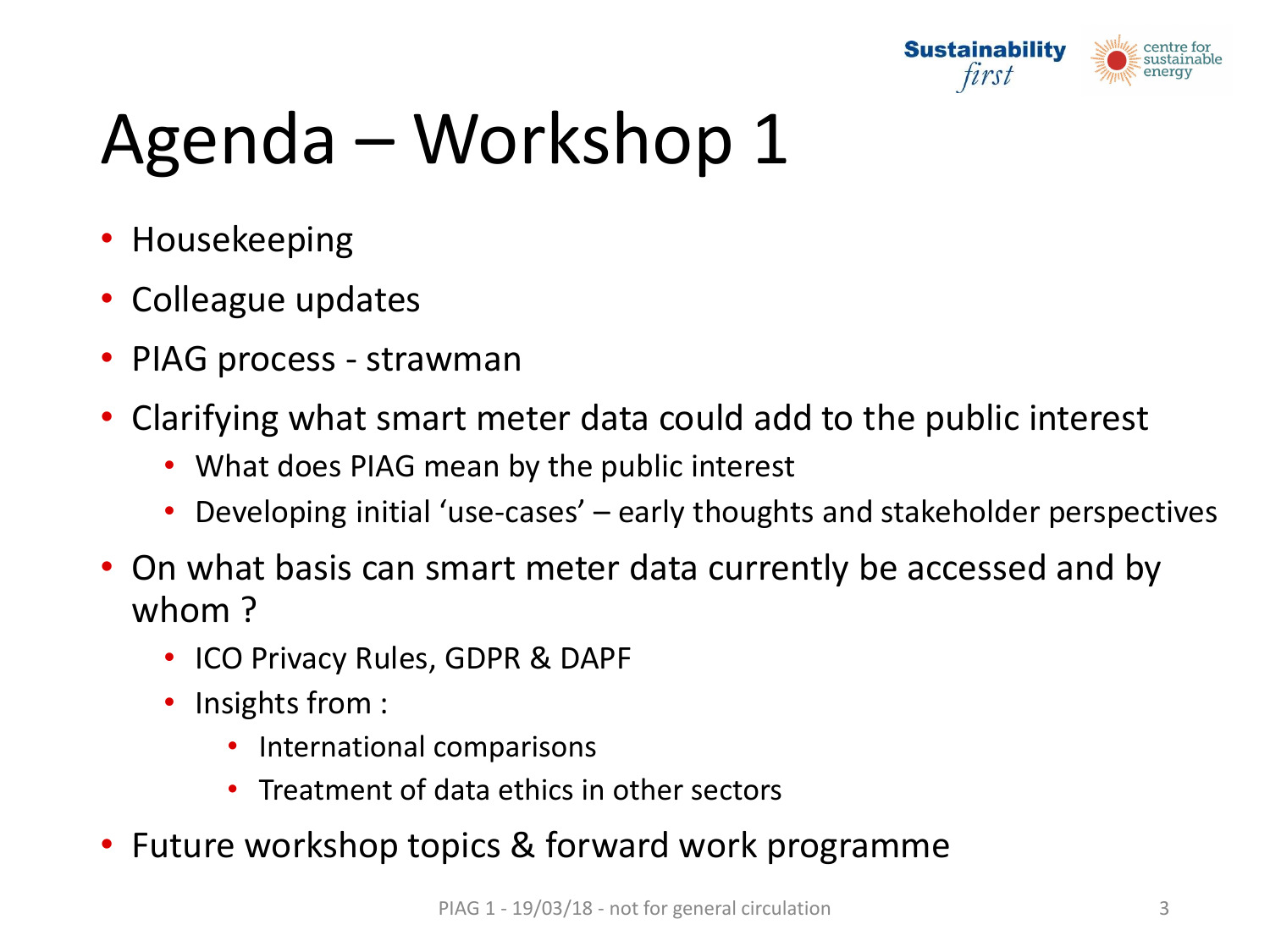# Agenda – Workshop 1

- Housekeeping
- Colleague updates
- PIAG process - strawman
- Clarifying what smart meter data could add to the public interest
  - What does PIAG mean by the public interest
  - Developing initial 'use-cases' – early thoughts and stakeholder perspectives
- On what basis can smart meter data currently be accessed and by whom ?
  - ICO Privacy Rules, GDPR & DAPF
  - Insights from :
    - International comparisons
    - Treatment of data ethics in other sectors
- Future workshop topics & forward work programme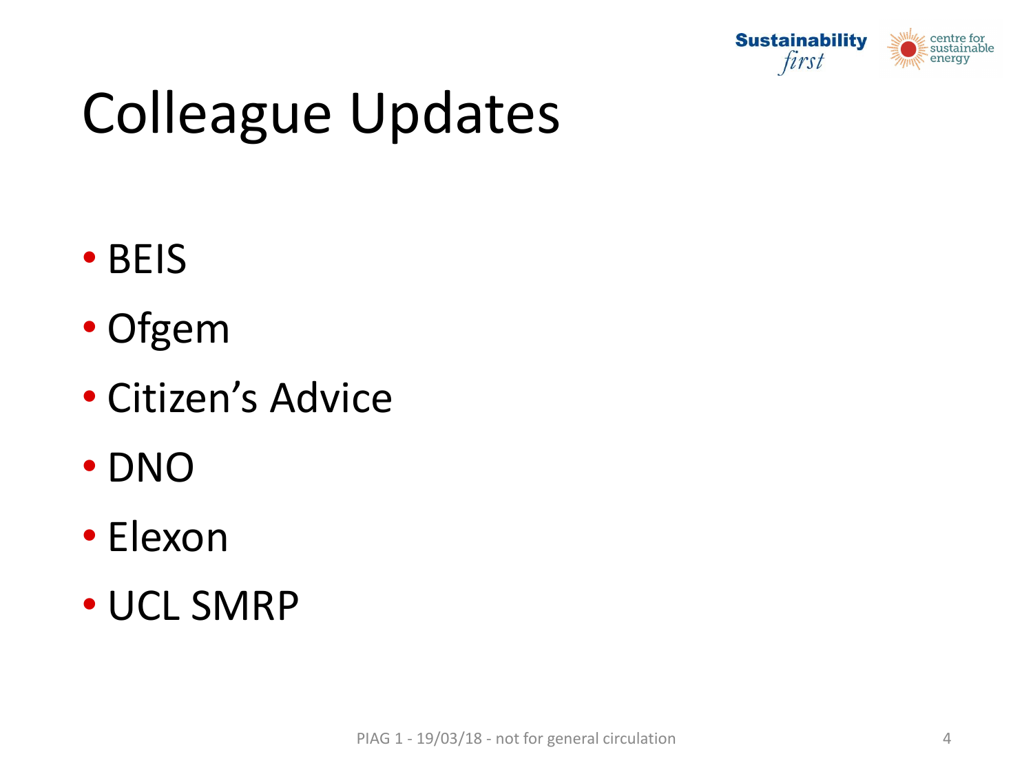# Colleague Updates

- BEIS
- Ofgem
- Citizen's Advice
- DNO
- Elexon
- UCL SMRP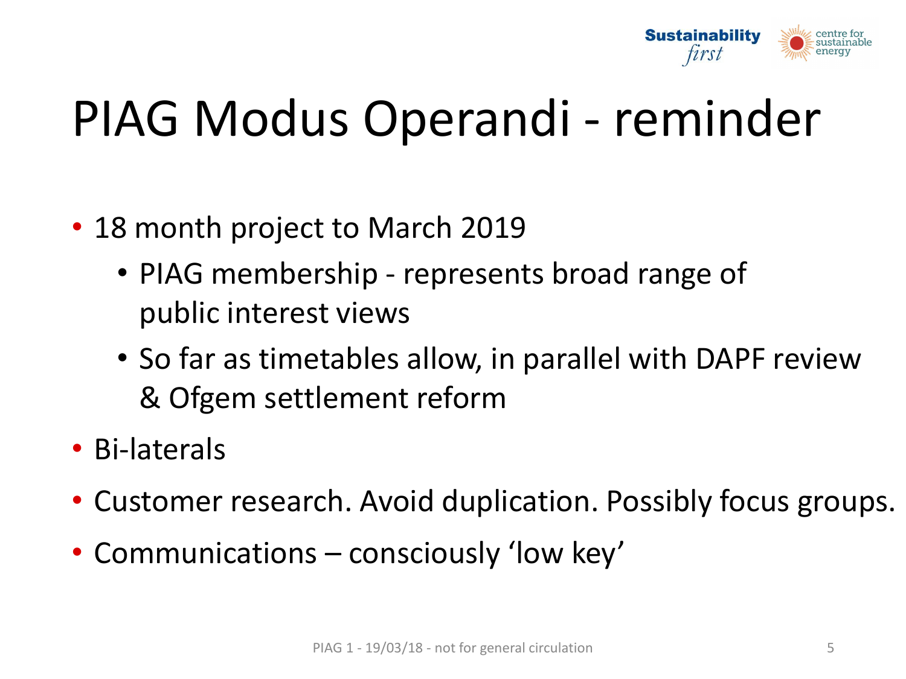# PIAG Modus Operandi - reminder

- 18 month project to March 2019
  - PIAG membership - represents broad range of public interest views
  - So far as timetables allow, in parallel with DAPF review & Ofgem settlement reform
- Bi-laterals
- Customer research. Avoid duplication. Possibly focus groups.
- Communications – consciously 'low key'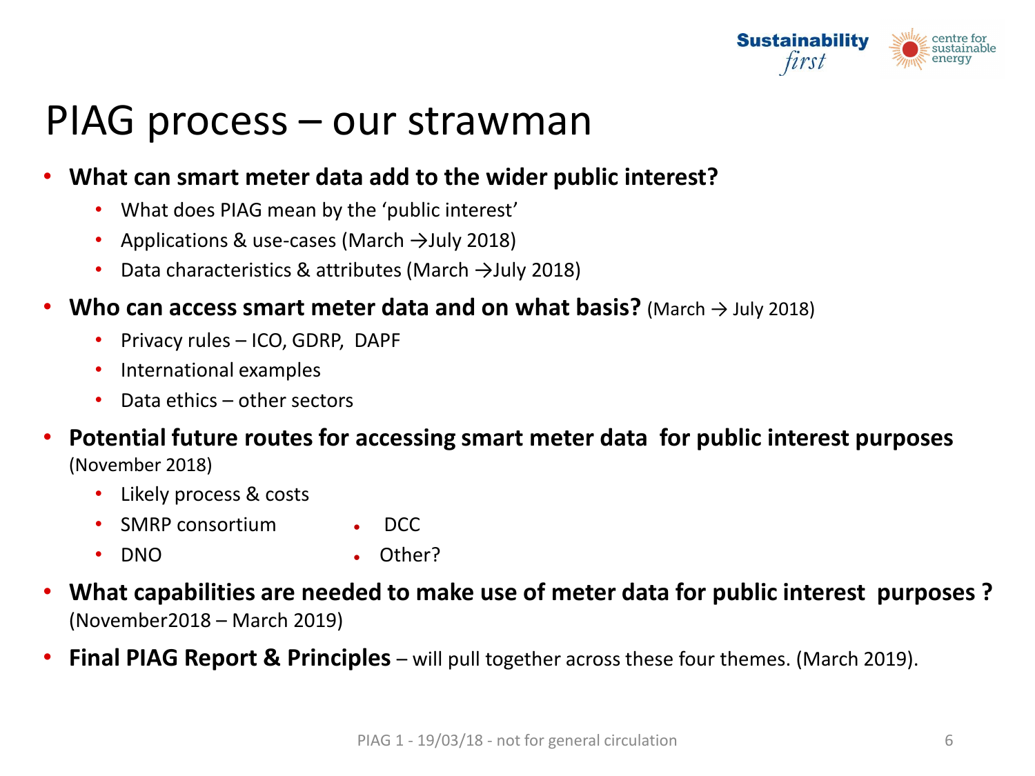# PIAG process – our strawman

- **What can smart meter data add to the wider public interest?**
  - What does PIAG mean by the 'public interest'
  - Applications & use-cases (March →July 2018)
  - Data characteristics & attributes (March →July 2018)
- **Who can access smart meter data and on what basis?** (March → July 2018)
  - Privacy rules – ICO, GDRP, DAPF
  - International examples
  - Data ethics – other sectors
- **Potential future routes for accessing smart meter data for public interest purposes** (November 2018)
  - Likely process & costs
  - SMRP consortium
  - DCC
  - DNO
  - Other?
- **What capabilities are needed to make use of meter data for public interest purposes ?** (November2018 – March 2019)
- **Final PIAG Report & Principles** – will pull together across these four themes. (March 2019).

PIAG 1 - 19/03/18 - not for general circulation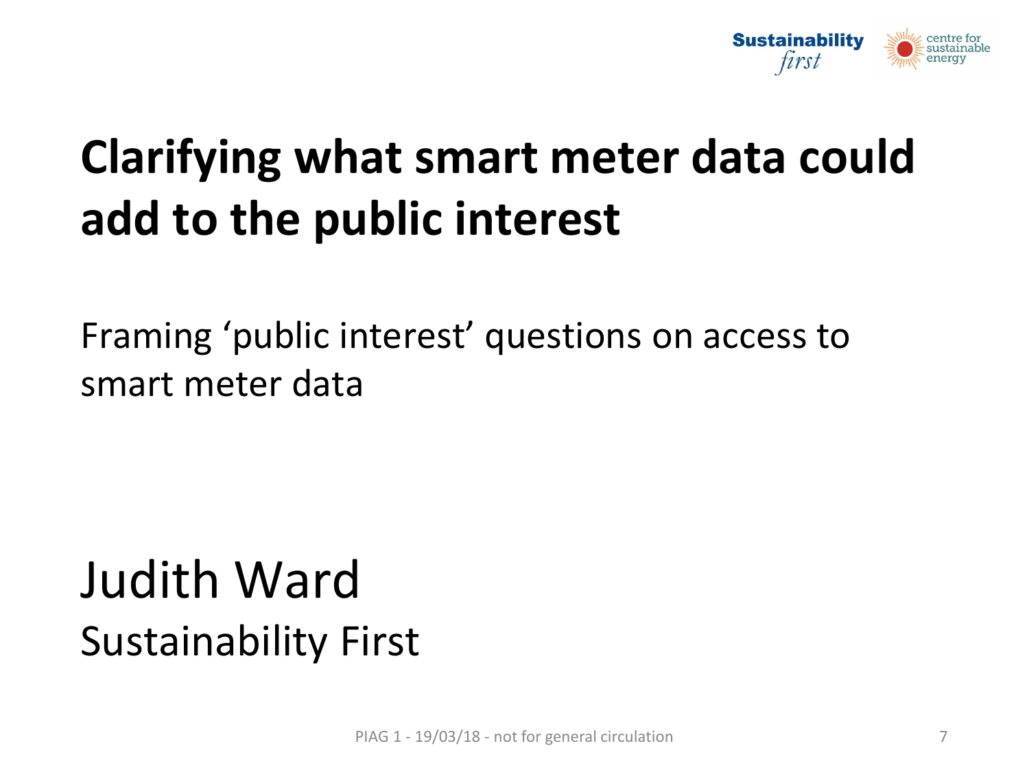# Clarifying what smart meter data could add to the public interest

Framing 'public interest' questions on access to smart meter data

Judith Ward
Sustainability First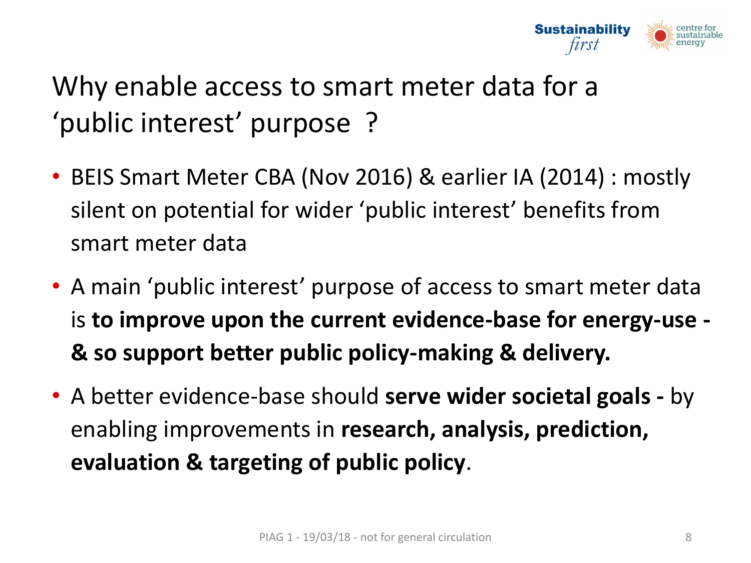# Why enable access to smart meter data for a 'public interest' purpose ?

- BEIS Smart Meter CBA (Nov 2016) & earlier IA (2014) : mostly silent on potential for wider 'public interest' benefits from smart meter data
- A main 'public interest' purpose of access to smart meter data is **to improve upon the current evidence-base for energy-use - & so support better public policy-making & delivery.**
- A better evidence-base should **serve wider societal goals -** by enabling improvements in **research, analysis, prediction, evaluation & targeting of public policy**.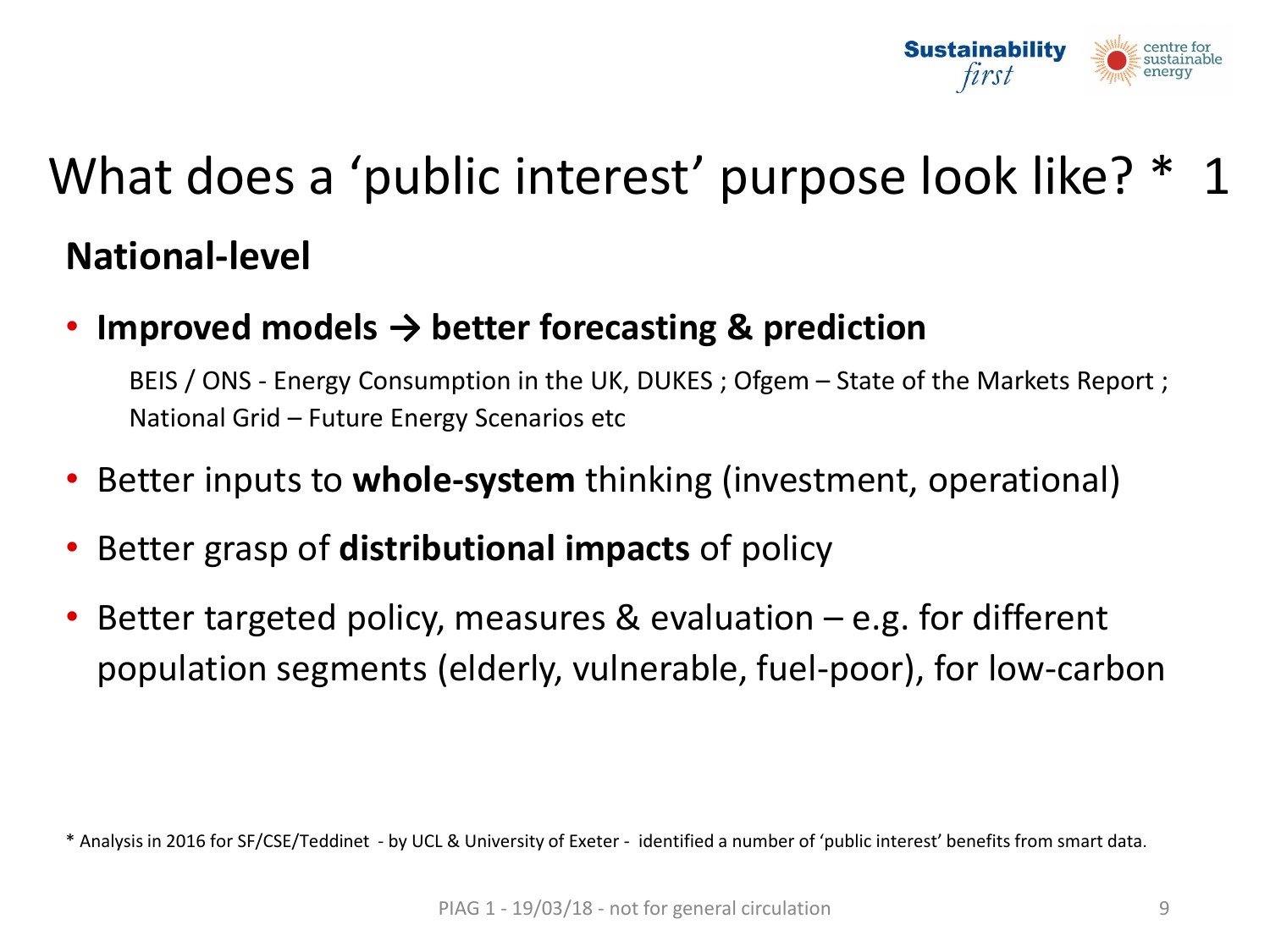# What does a 'public interest' purpose look like? * 1

## National-level

- **Improved models → better forecasting & prediction**

  BEIS / ONS - Energy Consumption in the UK, DUKES ; Ofgem – State of the Markets Report ; National Grid – Future Energy Scenarios etc

- Better inputs to **whole-system** thinking (investment, operational)
- Better grasp of **distributional impacts** of policy
- Better targeted policy, measures & evaluation – e.g. for different population segments (elderly, vulnerable, fuel-poor), for low-carbon

* Analysis in 2016 for SF/CSE/Teddinet - by UCL & University of Exeter - identified a number of 'public interest' benefits from smart data.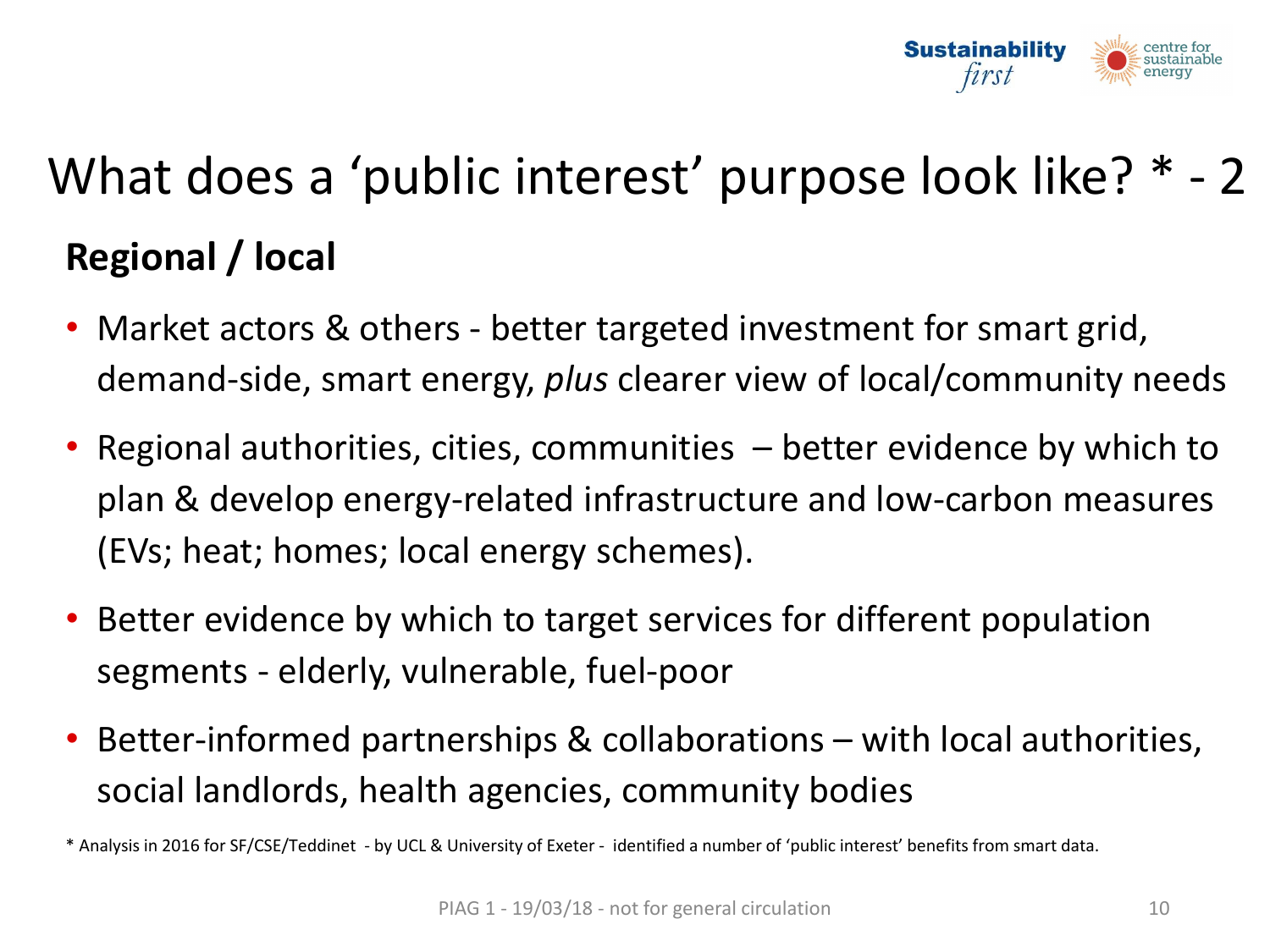# What does a 'public interest' purpose look like? * - 2

## Regional / local

- Market actors & others - better targeted investment for smart grid, demand-side, smart energy, *plus* clearer view of local/community needs
- Regional authorities, cities, communities – better evidence by which to plan & develop energy-related infrastructure and low-carbon measures (EVs; heat; homes; local energy schemes).
- Better evidence by which to target services for different population segments - elderly, vulnerable, fuel-poor
- Better-informed partnerships & collaborations – with local authorities, social landlords, health agencies, community bodies

* Analysis in 2016 for SF/CSE/Teddinet - by UCL & University of Exeter - identified a number of 'public interest' benefits from smart data.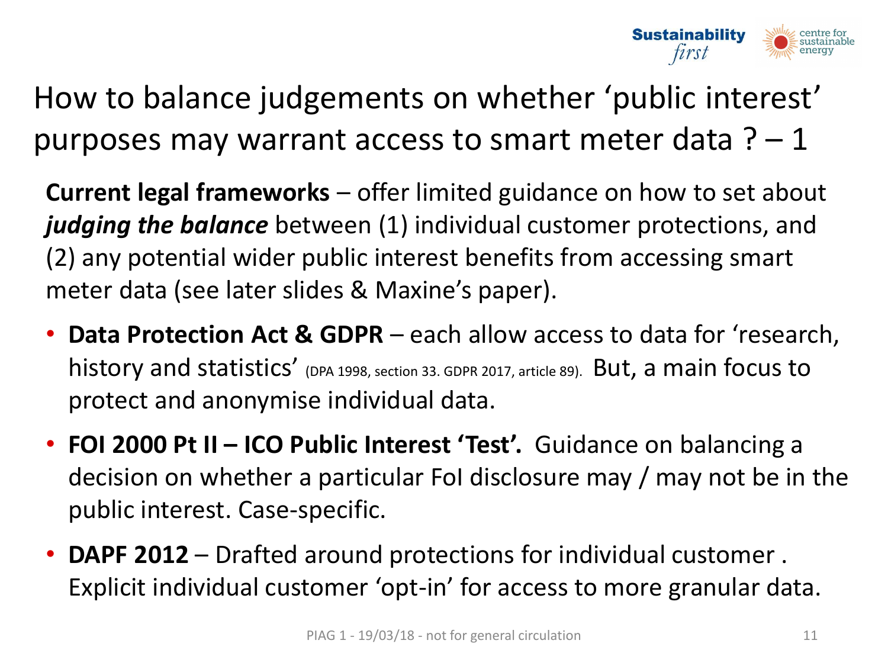# How to balance judgements on whether 'public interest' purposes may warrant access to smart meter data ? – 1

**Current legal frameworks** – offer limited guidance on how to set about ***judging the balance*** between (1) individual customer protections, and (2) any potential wider public interest benefits from accessing smart meter data (see later slides & Maxine's paper).

- **Data Protection Act & GDPR** – each allow access to data for 'research, history and statistics' (DPA 1998, section 33. GDPR 2017, article 89). But, a main focus to protect and anonymise individual data.
- **FOI 2000 Pt II – ICO Public Interest 'Test'.** Guidance on balancing a decision on whether a particular FoI disclosure may / may not be in the public interest. Case-specific.
- **DAPF 2012** – Drafted around protections for individual customer . Explicit individual customer 'opt-in' for access to more granular data.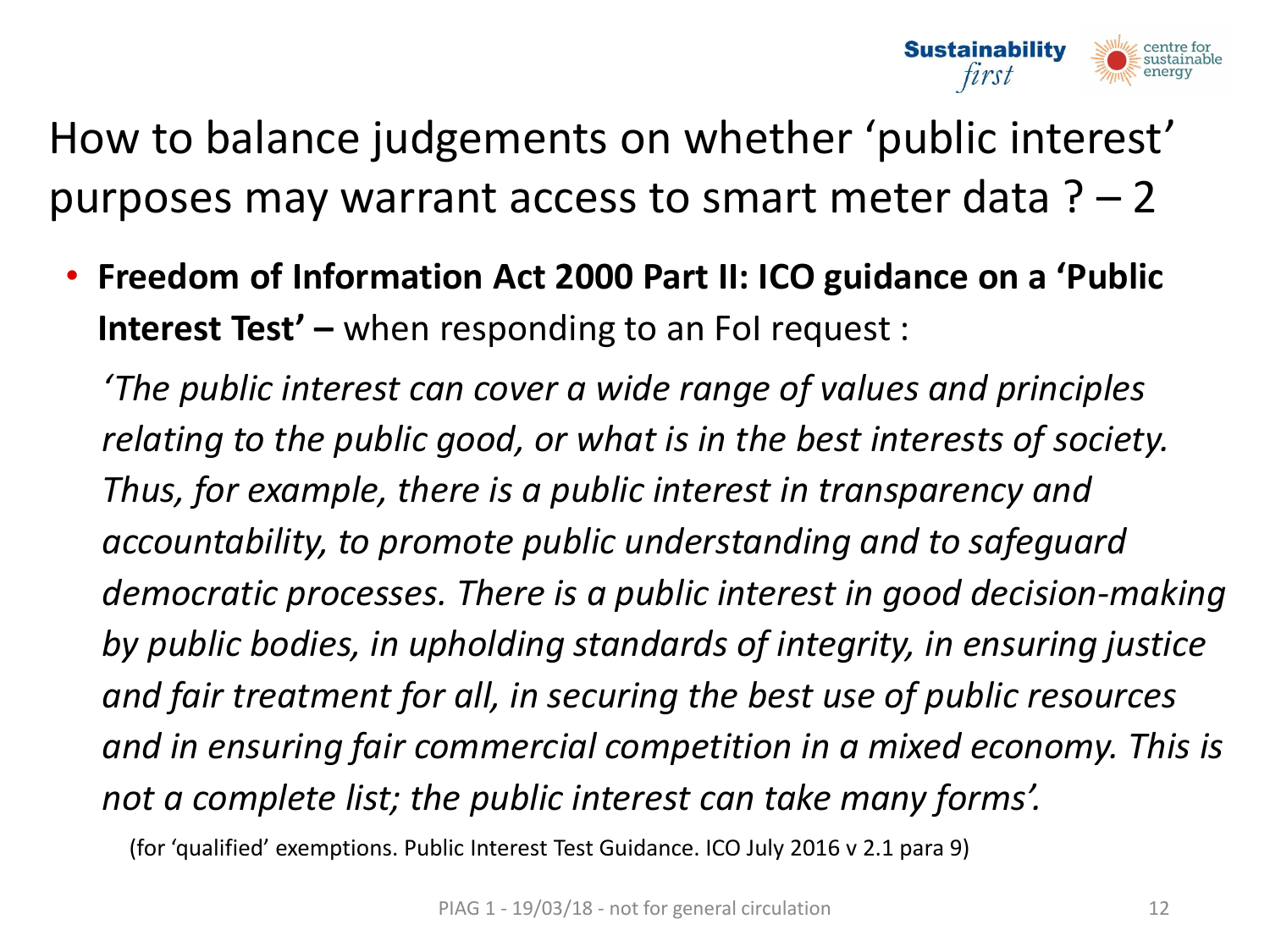# How to balance judgements on whether 'public interest' purposes may warrant access to smart meter data ? – 2

- **Freedom of Information Act 2000 Part II: ICO guidance on a 'Public Interest Test' –** when responding to an FoI request :

  *'The public interest can cover a wide range of values and principles relating to the public good, or what is in the best interests of society. Thus, for example, there is a public interest in transparency and accountability, to promote public understanding and to safeguard democratic processes. There is a public interest in good decision-making by public bodies, in upholding standards of integrity, in ensuring justice and fair treatment for all, in securing the best use of public resources and in ensuring fair commercial competition in a mixed economy. This is not a complete list; the public interest can take many forms'.*

  (for 'qualified' exemptions. Public Interest Test Guidance. ICO July 2016 v 2.1 para 9)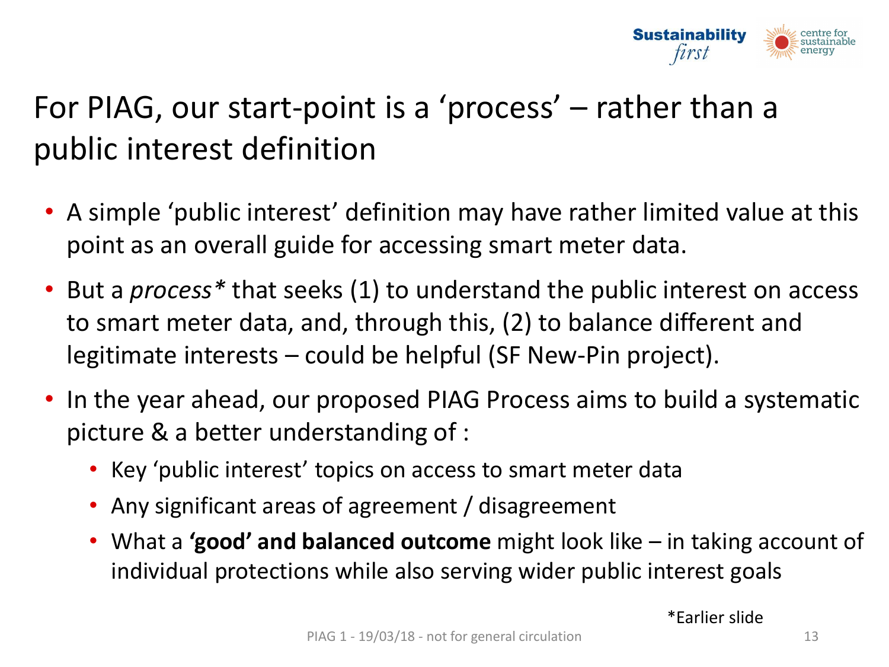# For PIAG, our start-point is a 'process' – rather than a public interest definition

- A simple 'public interest' definition may have rather limited value at this point as an overall guide for accessing smart meter data.
- But a *process** that seeks (1) to understand the public interest on access to smart meter data, and, through this, (2) to balance different and legitimate interests – could be helpful (SF New-Pin project).
- In the year ahead, our proposed PIAG Process aims to build a systematic picture & a better understanding of :
  - Key 'public interest' topics on access to smart meter data
  - Any significant areas of agreement / disagreement
  - What a **'good' and balanced outcome** might look like – in taking account of individual protections while also serving wider public interest goals

*Earlier slide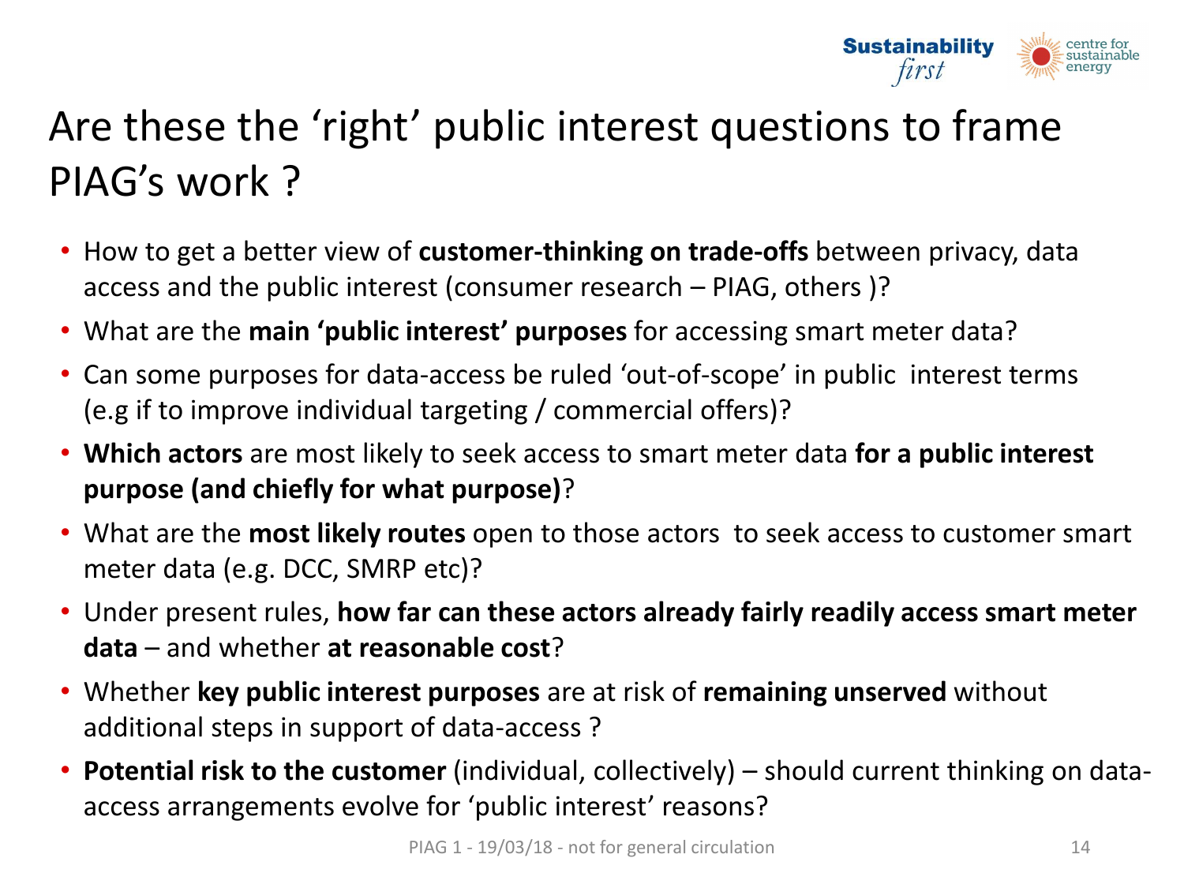# Are these the 'right' public interest questions to frame PIAG's work ?

- How to get a better view of **customer-thinking on trade-offs** between privacy, data access and the public interest (consumer research – PIAG, others )?
- What are the **main 'public interest' purposes** for accessing smart meter data?
- Can some purposes for data-access be ruled 'out-of-scope' in public interest terms (e.g if to improve individual targeting / commercial offers)?
- **Which actors** are most likely to seek access to smart meter data **for a public interest purpose (and chiefly for what purpose)**?
- What are the **most likely routes** open to those actors to seek access to customer smart meter data (e.g. DCC, SMRP etc)?
- Under present rules, **how far can these actors already fairly readily access smart meter data** – and whether **at reasonable cost**?
- Whether **key public interest purposes** are at risk of **remaining unserved** without additional steps in support of data-access ?
- **Potential risk to the customer** (individual, collectively) – should current thinking on data-access arrangements evolve for 'public interest' reasons?

PIAG 1 - 19/03/18 - not for general circulation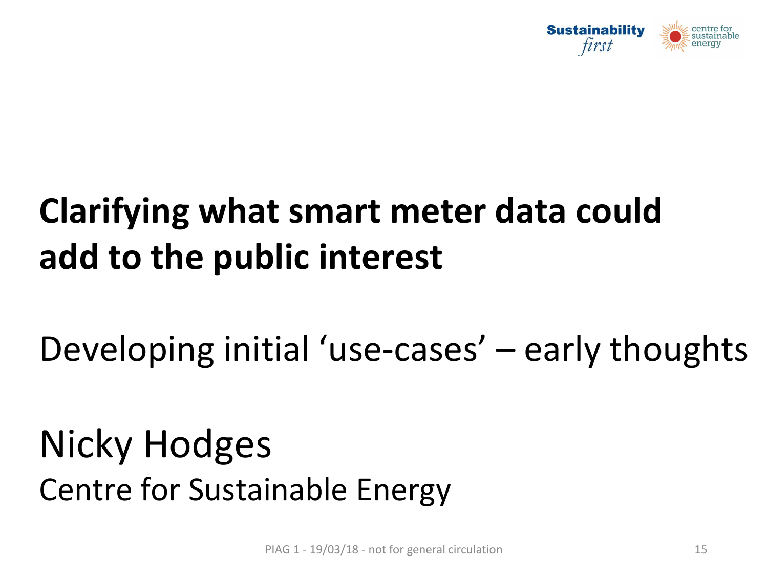# Clarifying what smart meter data could add to the public interest

Developing initial 'use-cases' – early thoughts

Nicky Hodges

Centre for Sustainable Energy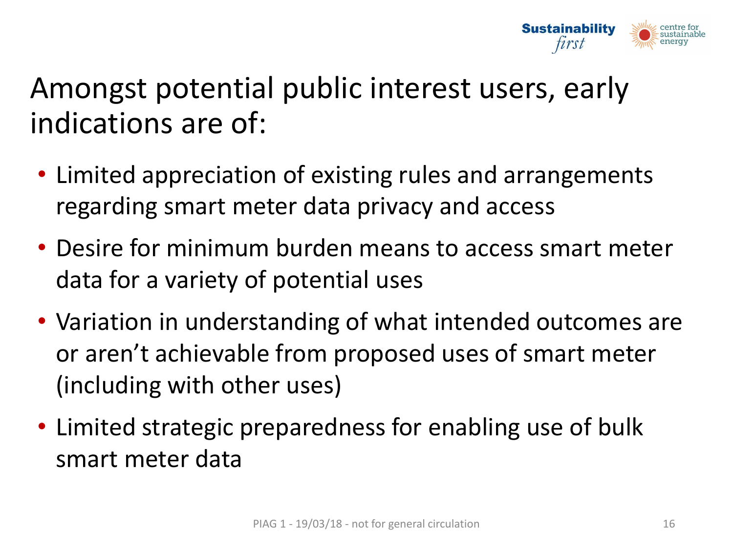# Amongst potential public interest users, early indications are of:

- Limited appreciation of existing rules and arrangements regarding smart meter data privacy and access
- Desire for minimum burden means to access smart meter data for a variety of potential uses
- Variation in understanding of what intended outcomes are or aren't achievable from proposed uses of smart meter (including with other uses)
- Limited strategic preparedness for enabling use of bulk smart meter data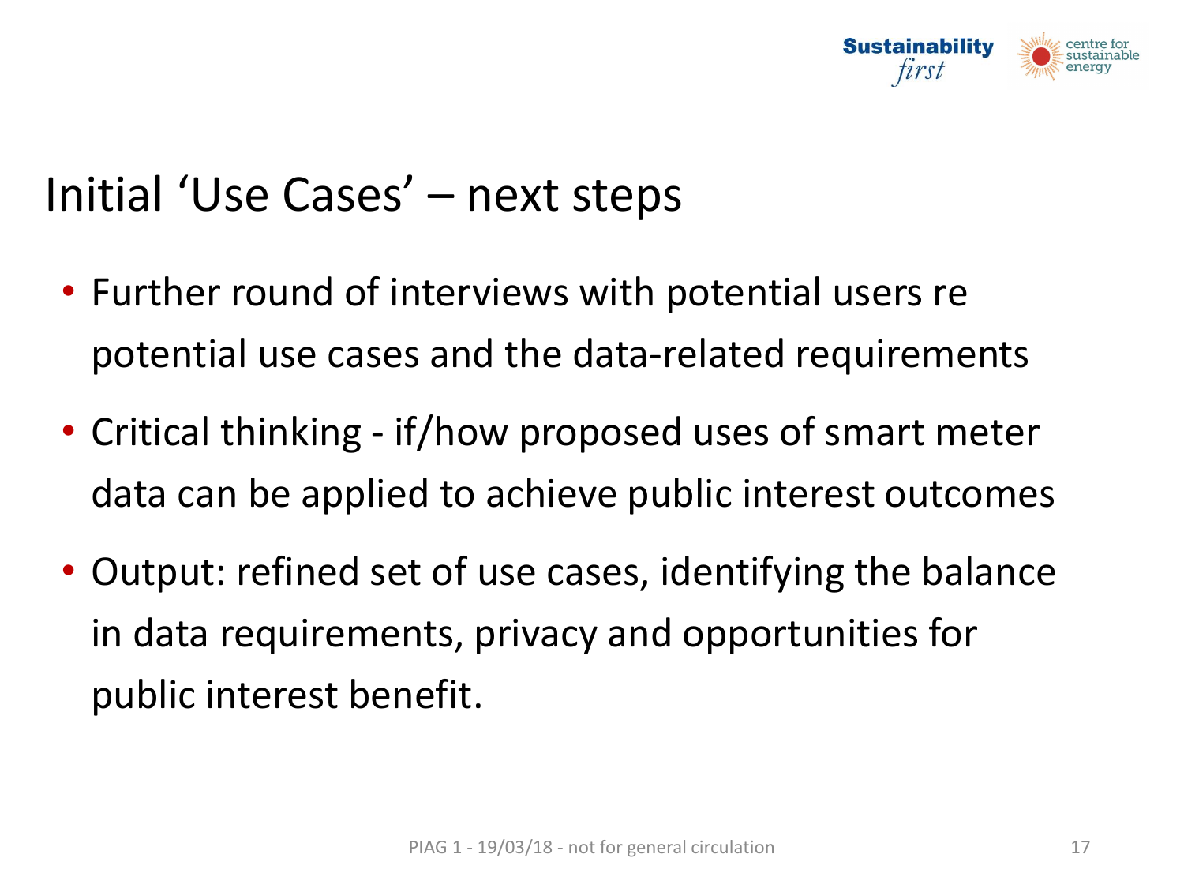# Initial 'Use Cases' – next steps

- Further round of interviews with potential users re potential use cases and the data-related requirements
- Critical thinking - if/how proposed uses of smart meter data can be applied to achieve public interest outcomes
- Output: refined set of use cases, identifying the balance in data requirements, privacy and opportunities for public interest benefit.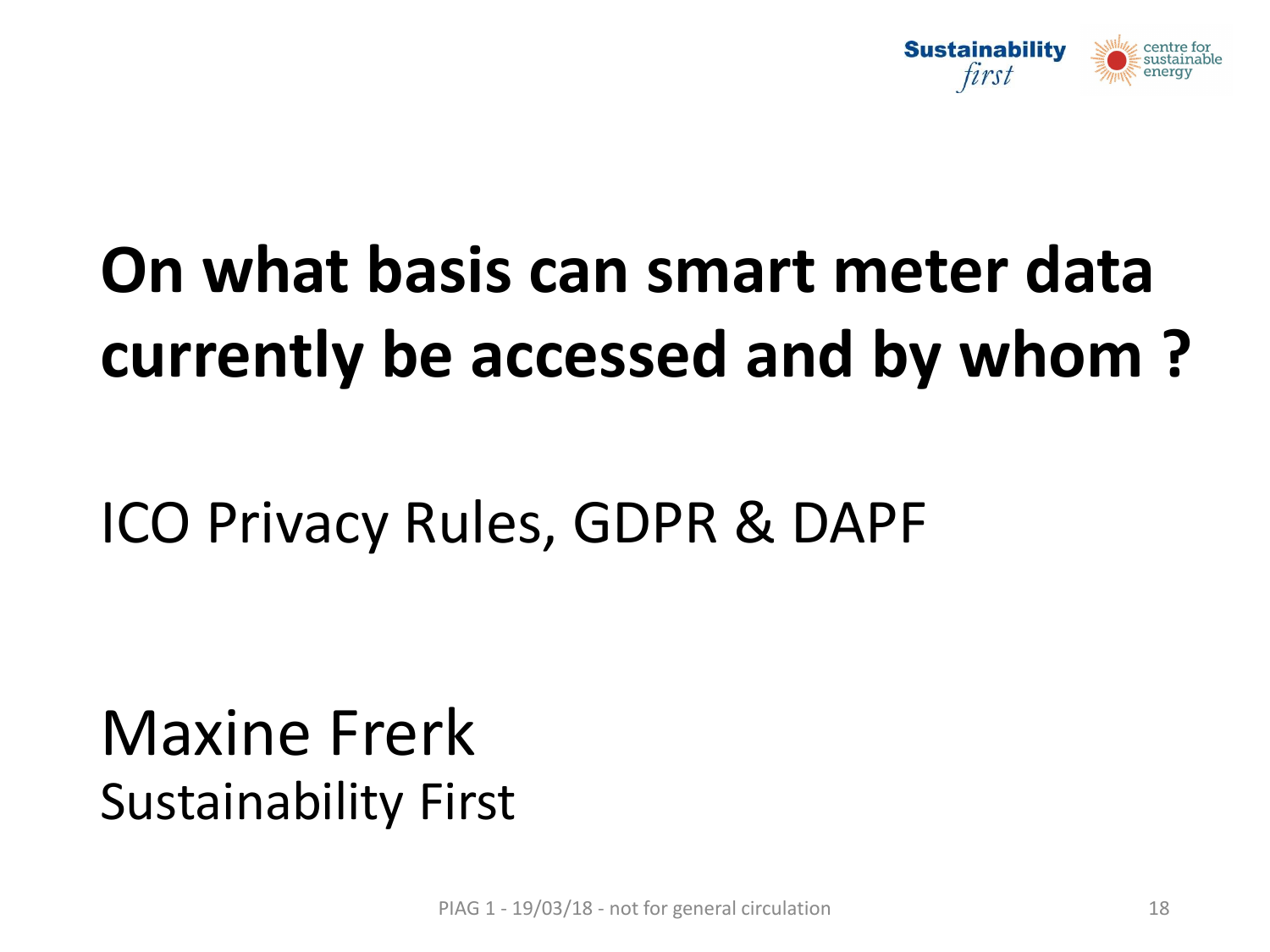# On what basis can smart meter data currently be accessed and by whom ?

ICO Privacy Rules, GDPR & DAPF

Maxine Frerk
Sustainability First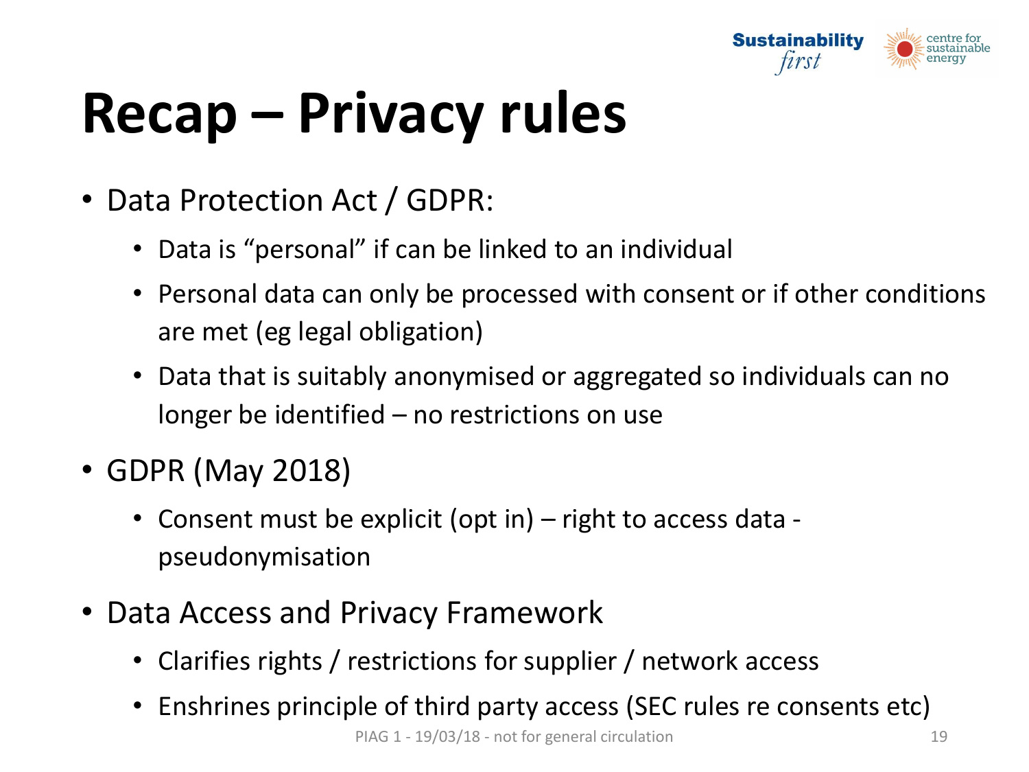# Recap – Privacy rules

- Data Protection Act / GDPR:
  - Data is "personal" if can be linked to an individual
  - Personal data can only be processed with consent or if other conditions are met (eg legal obligation)
  - Data that is suitably anonymised or aggregated so individuals can no longer be identified – no restrictions on use
- GDPR (May 2018)
  - Consent must be explicit (opt in) – right to access data - pseudonymisation
- Data Access and Privacy Framework
  - Clarifies rights / restrictions for supplier / network access
  - Enshrines principle of third party access (SEC rules re consents etc)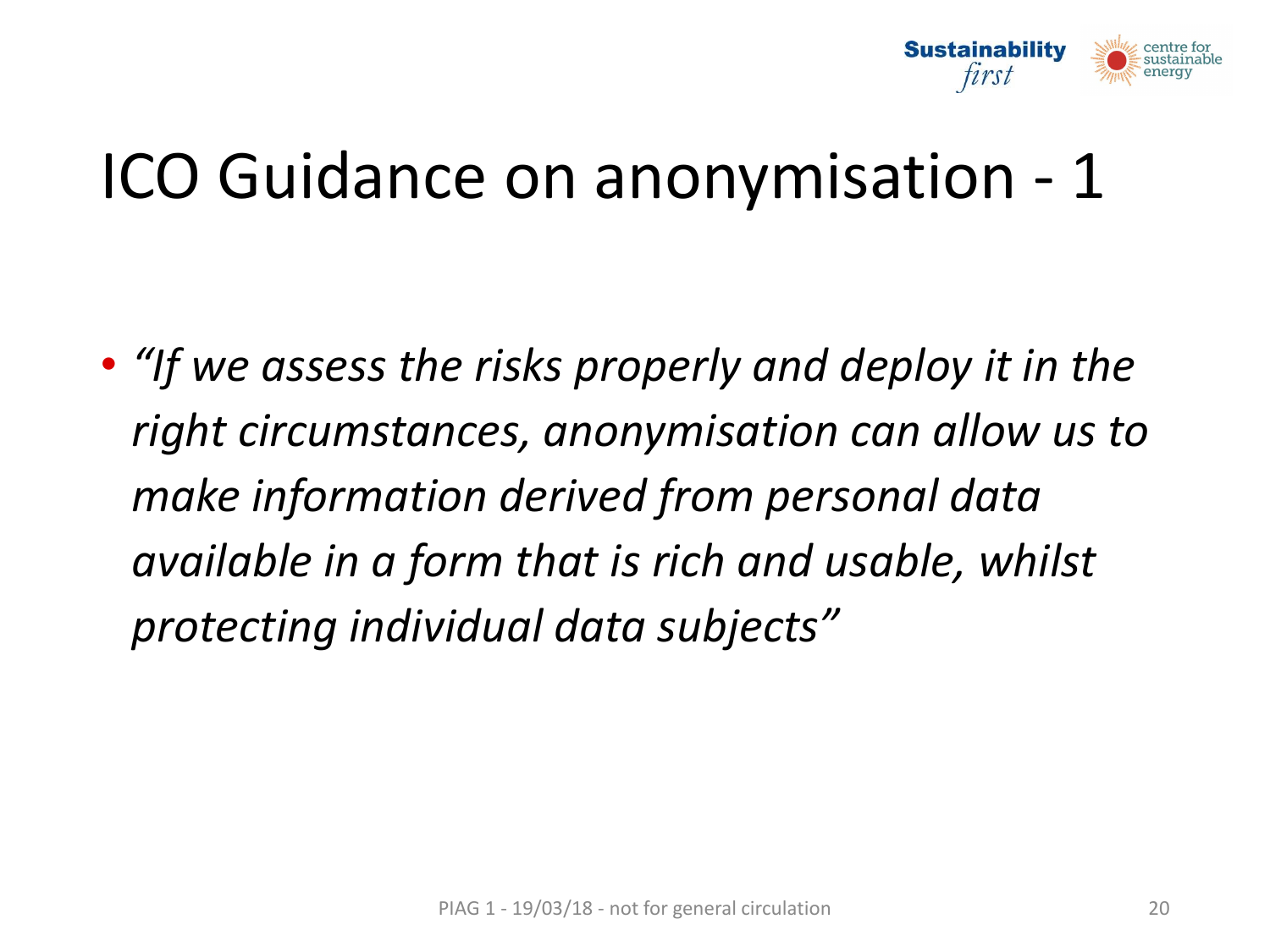# ICO Guidance on anonymisation - 1

- *"If we assess the risks properly and deploy it in the right circumstances, anonymisation can allow us to make information derived from personal data available in a form that is rich and usable, whilst protecting individual data subjects"*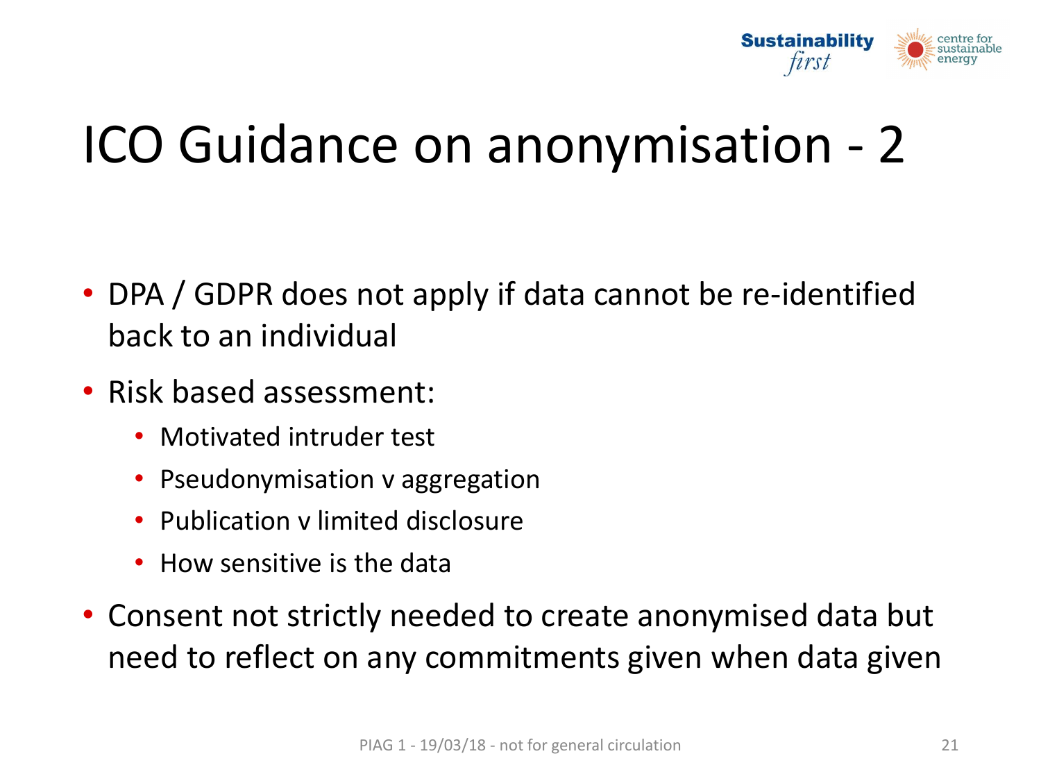# ICO Guidance on anonymisation - 2

- DPA / GDPR does not apply if data cannot be re-identified back to an individual
- Risk based assessment:
  - Motivated intruder test
  - Pseudonymisation v aggregation
  - Publication v limited disclosure
  - How sensitive is the data
- Consent not strictly needed to create anonymised data but need to reflect on any commitments given when data given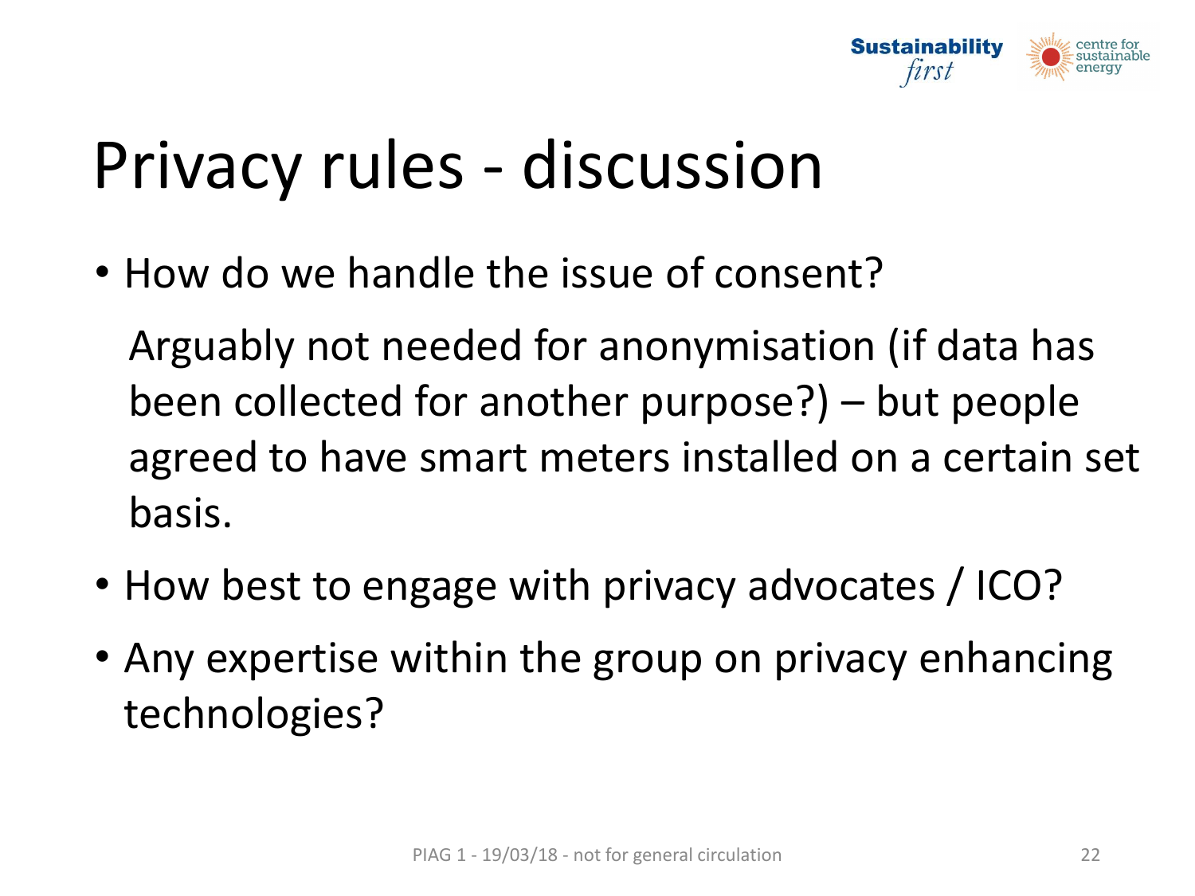# Privacy rules - discussion

- How do we handle the issue of consent?

  Arguably not needed for anonymisation (if data has been collected for another purpose?) – but people agreed to have smart meters installed on a certain set basis.

- How best to engage with privacy advocates / ICO?
- Any expertise within the group on privacy enhancing technologies?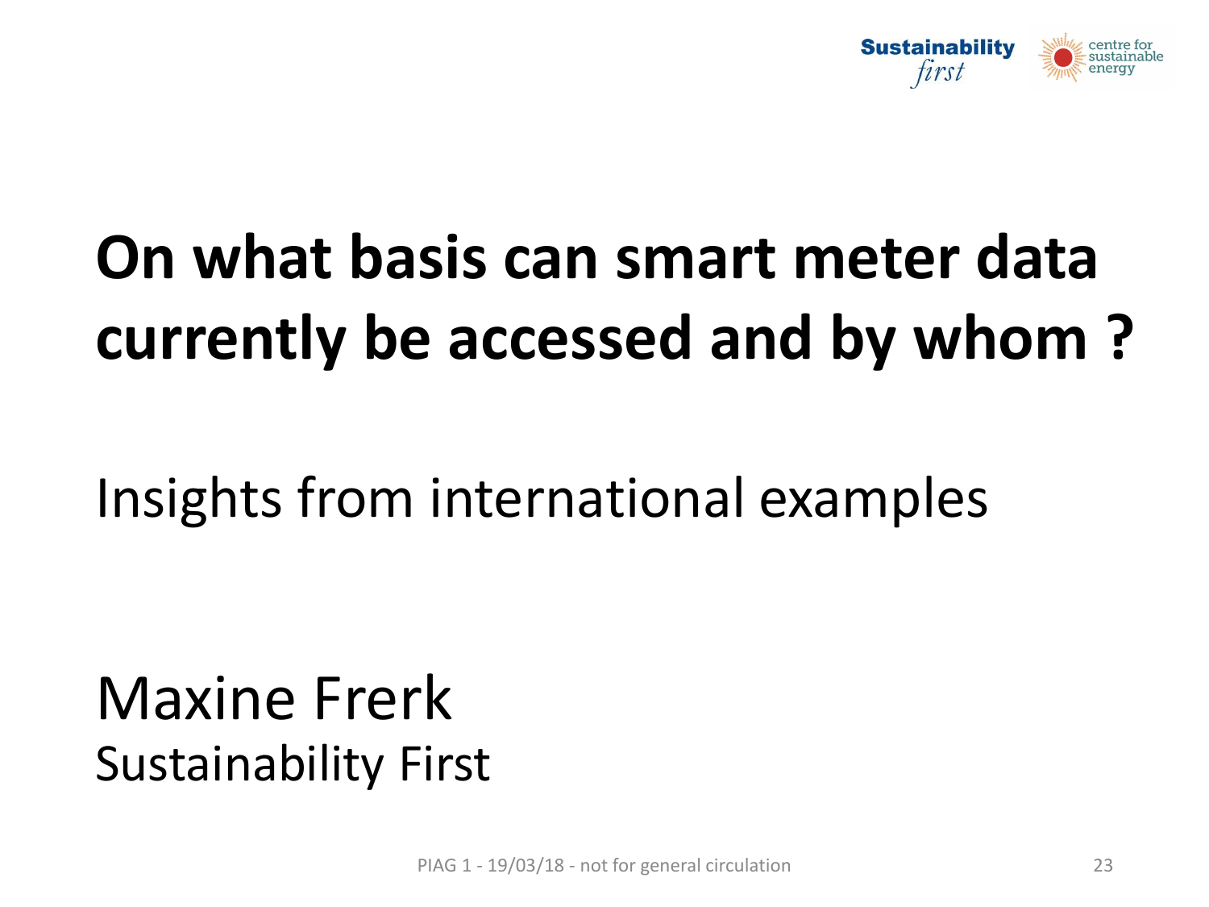# On what basis can smart meter data currently be accessed and by whom ?

Insights from international examples

Maxine Frerk

Sustainability First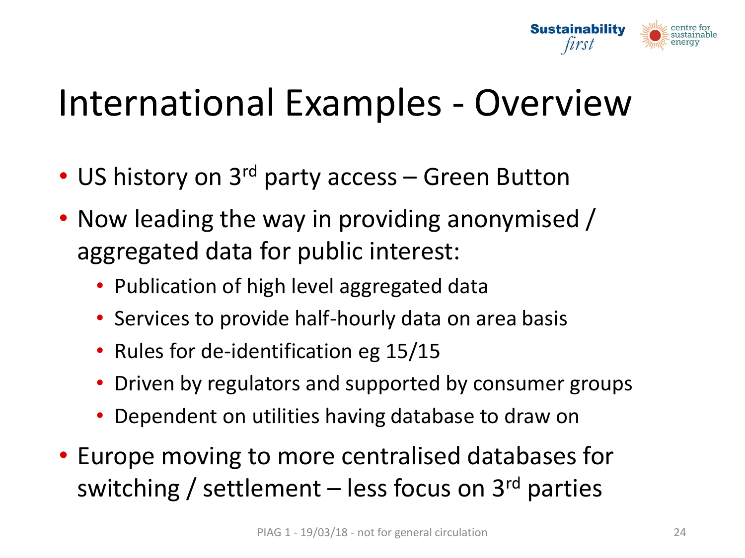# International Examples - Overview

- US history on 3rd party access – Green Button
- Now leading the way in providing anonymised / aggregated data for public interest:
  - Publication of high level aggregated data
  - Services to provide half-hourly data on area basis
  - Rules for de-identification eg 15/15
  - Driven by regulators and supported by consumer groups
  - Dependent on utilities having database to draw on
- Europe moving to more centralised databases for switching / settlement – less focus on 3rd parties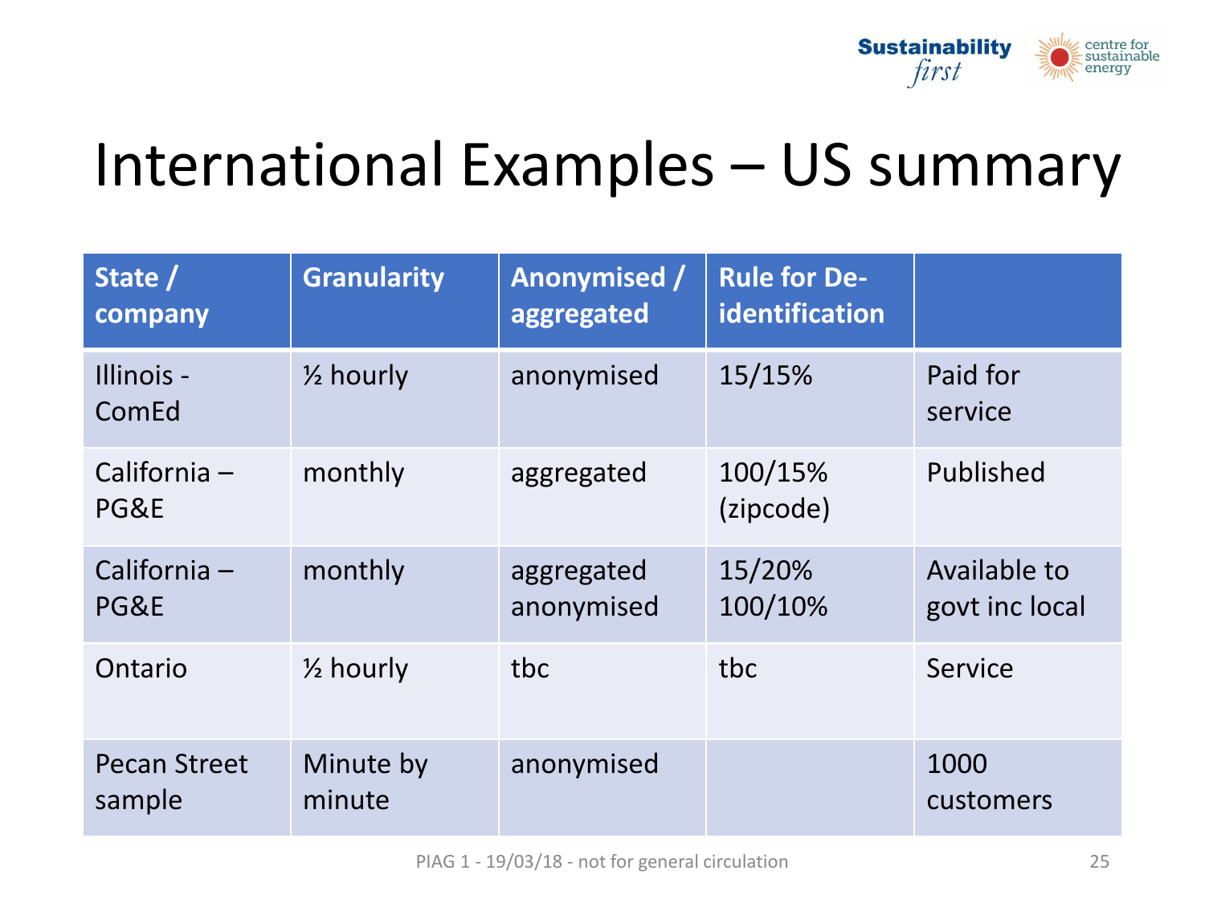# International Examples – US summary

| State / company | Granularity | Anonymised / aggregated | Rule for De-identification | |
|---|---|---|---|---|
| Illinois - ComEd | ½ hourly | anonymised | 15/15% | Paid for service |
| California – PG&E | monthly | aggregated | 100/15% (zipcode) | Published |
| California – PG&E | monthly | aggregated anonymised | 15/20% 100/10% | Available to govt inc local |
| Ontario | ½ hourly | tbc | tbc | Service |
| Pecan Street sample | Minute by minute | anonymised | | 1000 customers |

PIAG 1 - 19/03/18 - not for general circulation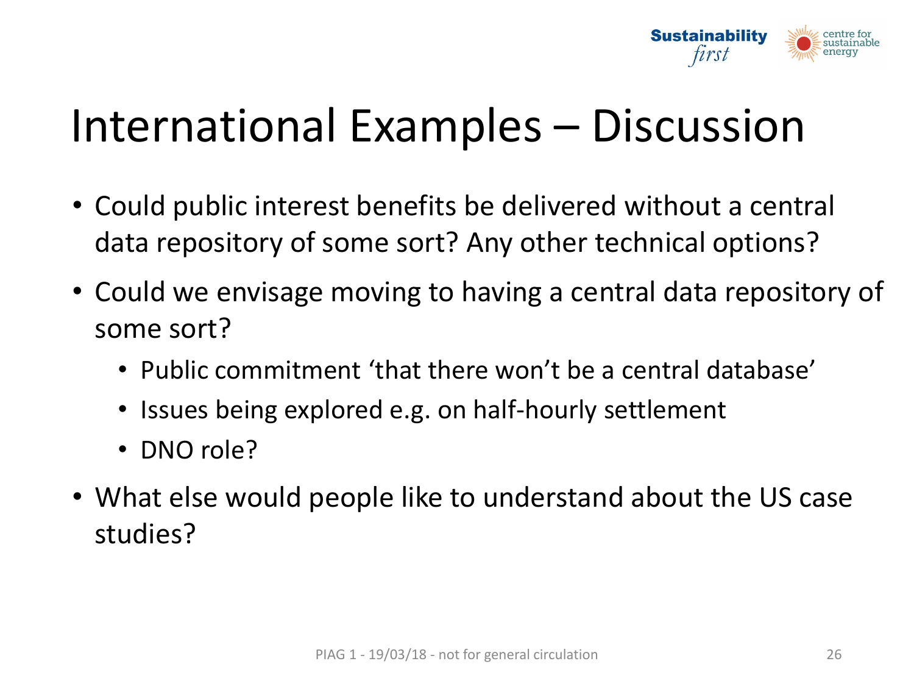# International Examples – Discussion

- Could public interest benefits be delivered without a central data repository of some sort? Any other technical options?
- Could we envisage moving to having a central data repository of some sort?
  - Public commitment 'that there won't be a central database'
  - Issues being explored e.g. on half-hourly settlement
  - DNO role?
- What else would people like to understand about the US case studies?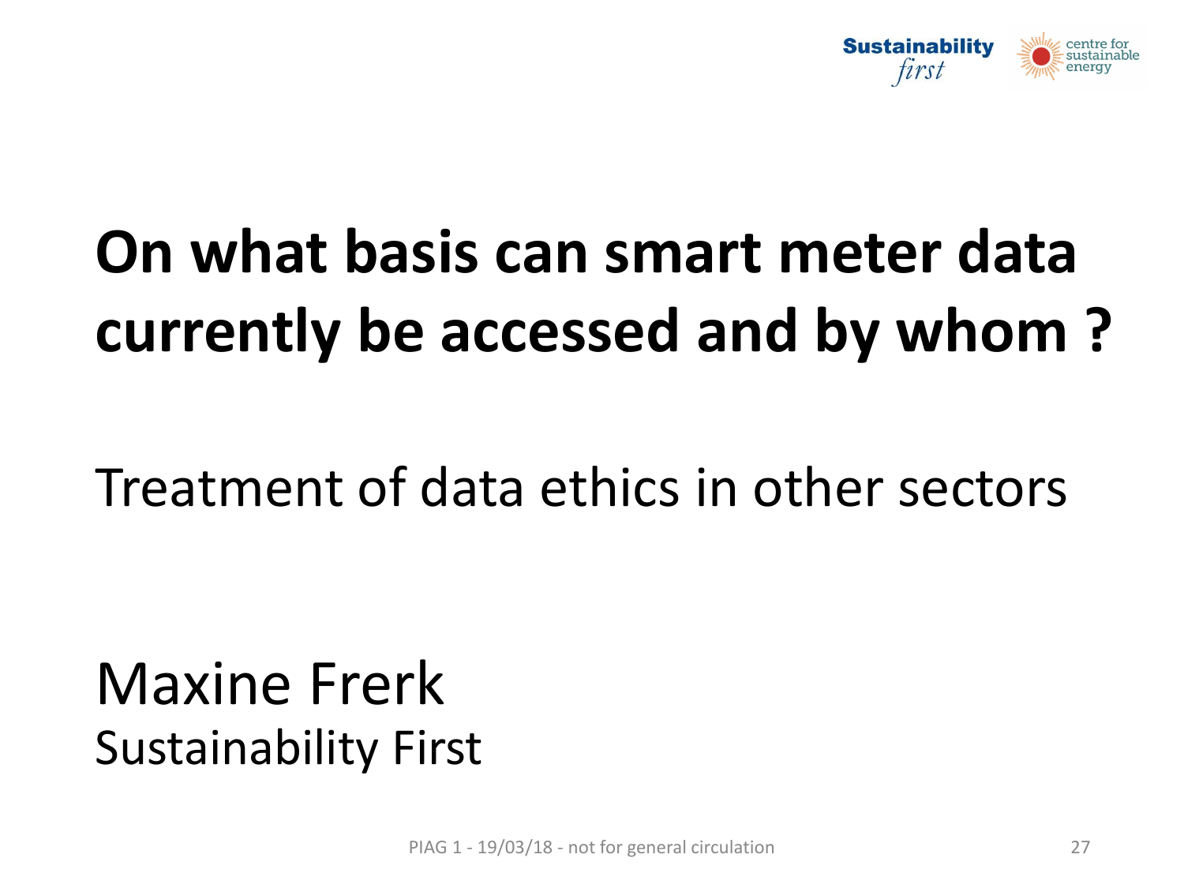# On what basis can smart meter data currently be accessed and by whom ?

Treatment of data ethics in other sectors

Maxine Frerk

Sustainability First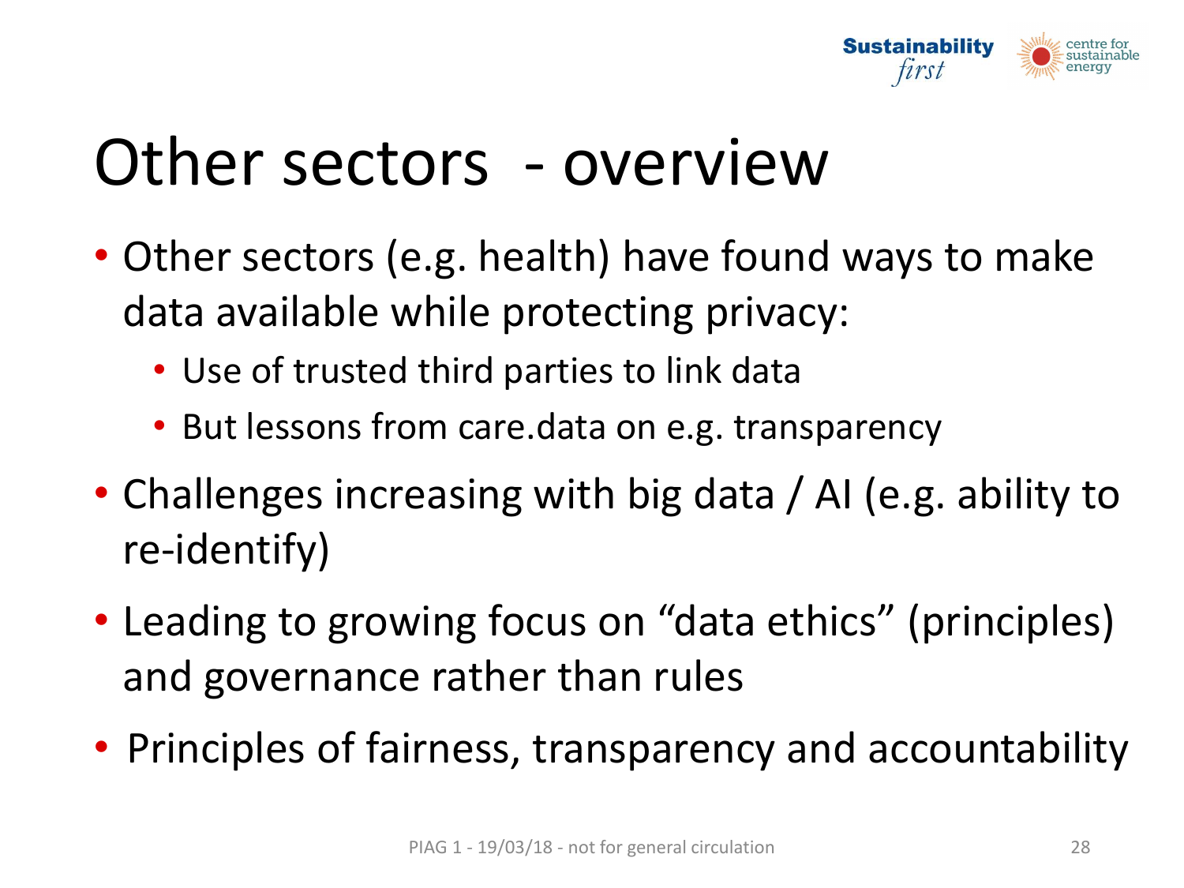# Other sectors - overview

- Other sectors (e.g. health) have found ways to make data available while protecting privacy:
  - Use of trusted third parties to link data
  - But lessons from care.data on e.g. transparency
- Challenges increasing with big data / AI (e.g. ability to re-identify)
- Leading to growing focus on "data ethics" (principles) and governance rather than rules
- Principles of fairness, transparency and accountability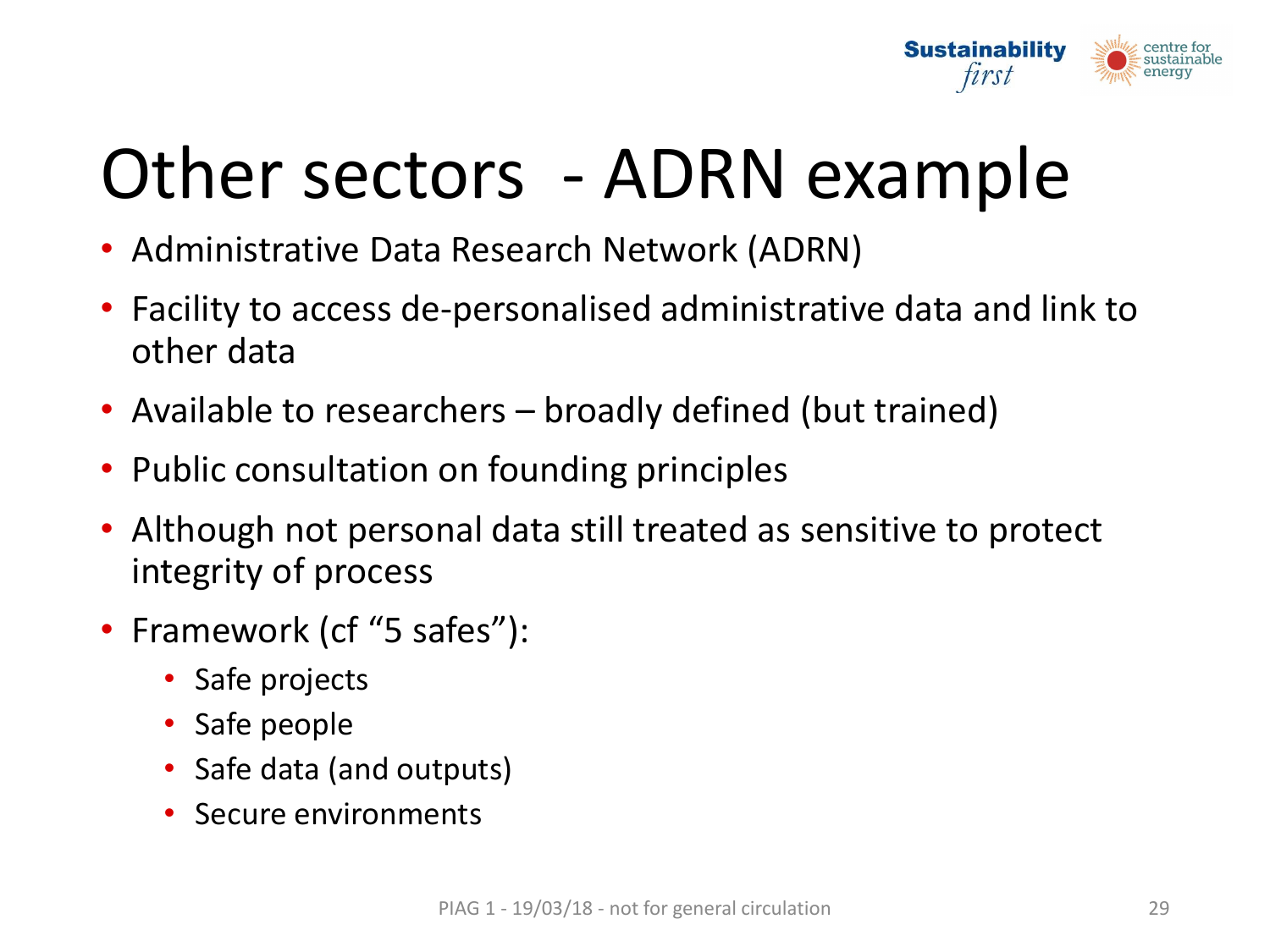# Other sectors - ADRN example

- Administrative Data Research Network (ADRN)
- Facility to access de-personalised administrative data and link to other data
- Available to researchers – broadly defined (but trained)
- Public consultation on founding principles
- Although not personal data still treated as sensitive to protect integrity of process
- Framework (cf "5 safes"):
  - Safe projects
  - Safe people
  - Safe data (and outputs)
  - Secure environments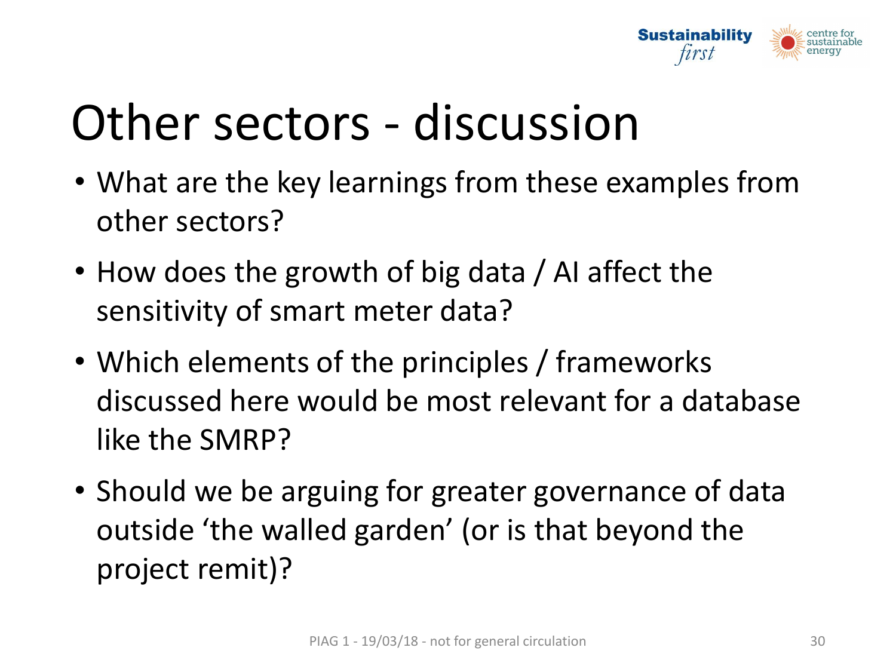# Other sectors - discussion

- What are the key learnings from these examples from other sectors?
- How does the growth of big data / AI affect the sensitivity of smart meter data?
- Which elements of the principles / frameworks discussed here would be most relevant for a database like the SMRP?
- Should we be arguing for greater governance of data outside 'the walled garden' (or is that beyond the project remit)?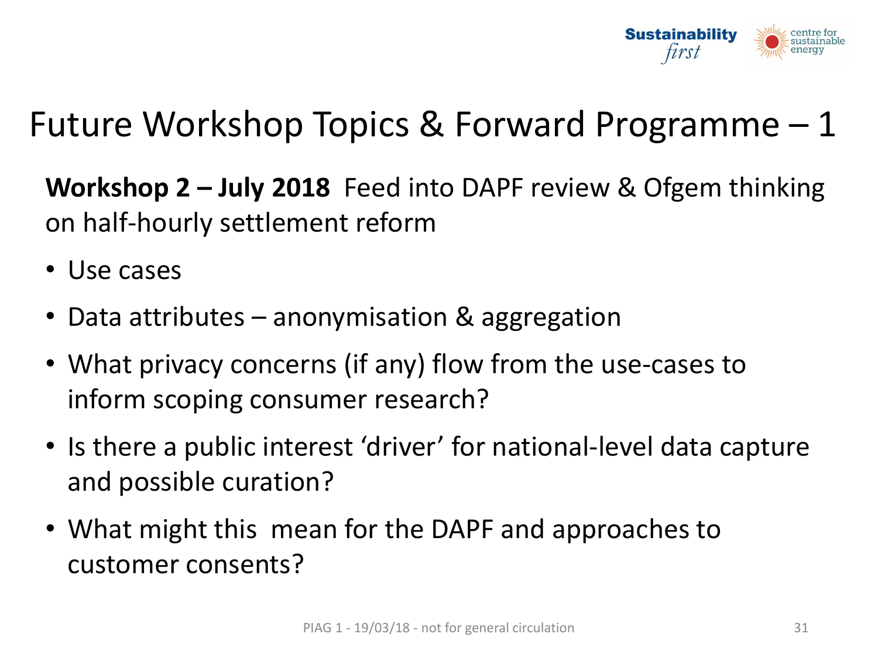# Future Workshop Topics & Forward Programme – 1

**Workshop 2 – July 2018** Feed into DAPF review & Ofgem thinking on half-hourly settlement reform

- Use cases
- Data attributes – anonymisation & aggregation
- What privacy concerns (if any) flow from the use-cases to inform scoping consumer research?
- Is there a public interest 'driver' for national-level data capture and possible curation?
- What might this mean for the DAPF and approaches to customer consents?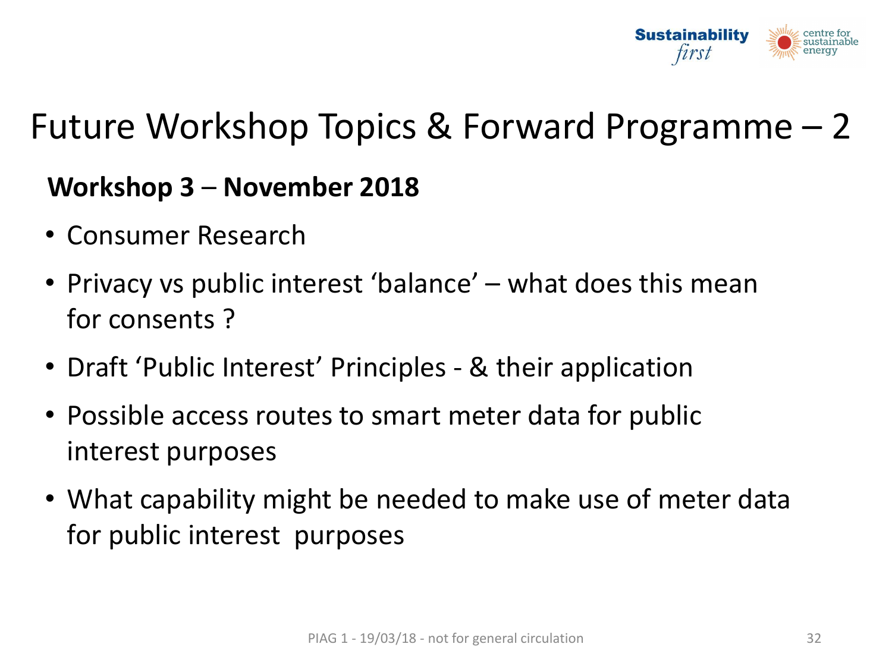# Future Workshop Topics & Forward Programme – 2

**Workshop 3** – **November 2018**

- Consumer Research
- Privacy vs public interest 'balance' – what does this mean for consents ?
- Draft 'Public Interest' Principles - & their application
- Possible access routes to smart meter data for public interest purposes
- What capability might be needed to make use of meter data for public interest purposes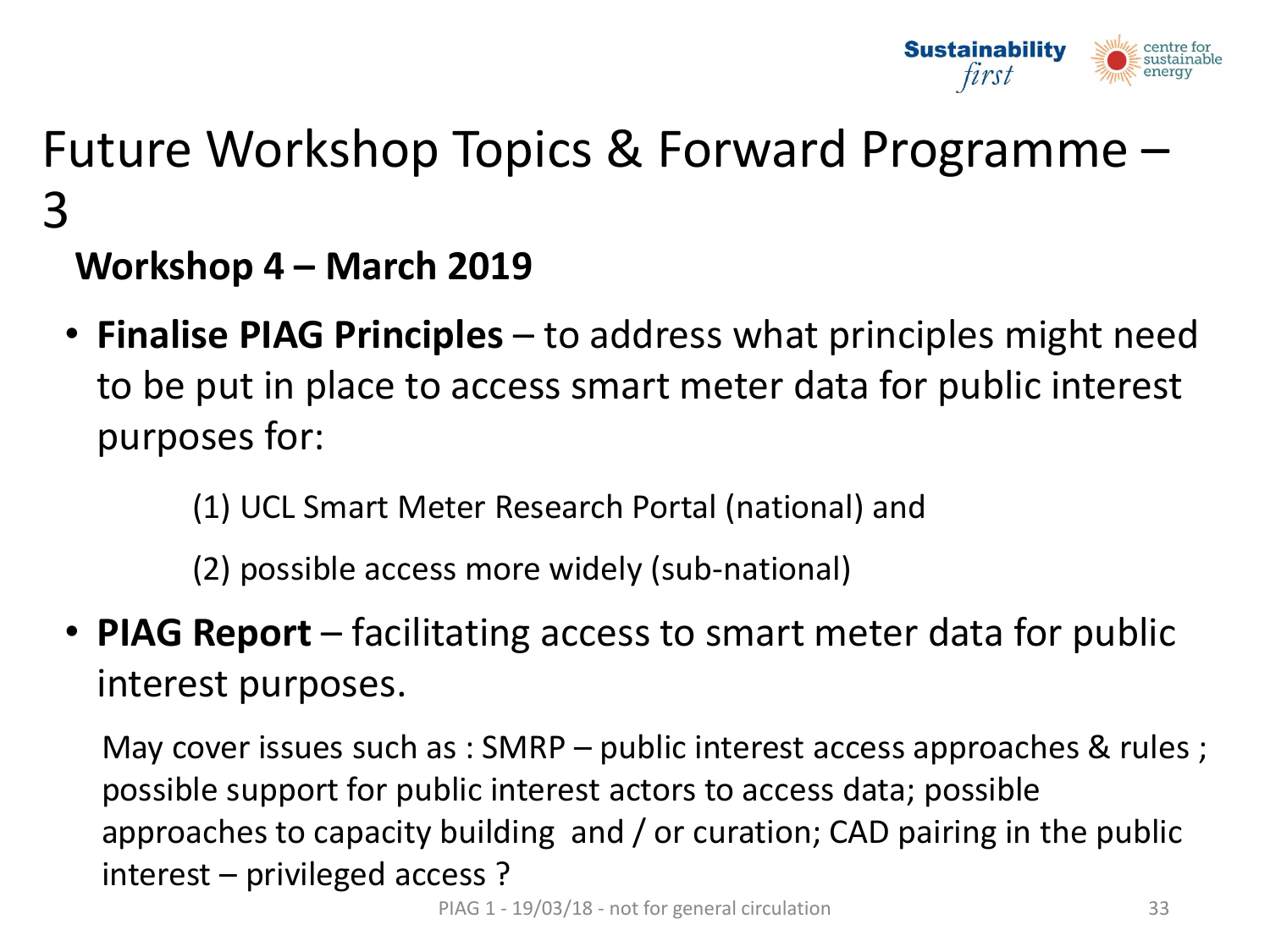# Future Workshop Topics & Forward Programme – 3

**Workshop 4 – March 2019**

- **Finalise PIAG Principles** – to address what principles might need to be put in place to access smart meter data for public interest purposes for:

  (1) UCL Smart Meter Research Portal (national) and

  (2) possible access more widely (sub-national)

- **PIAG Report** – facilitating access to smart meter data for public interest purposes.

  May cover issues such as : SMRP – public interest access approaches & rules ; possible support for public interest actors to access data; possible approaches to capacity building and / or curation; CAD pairing in the public interest – privileged access ?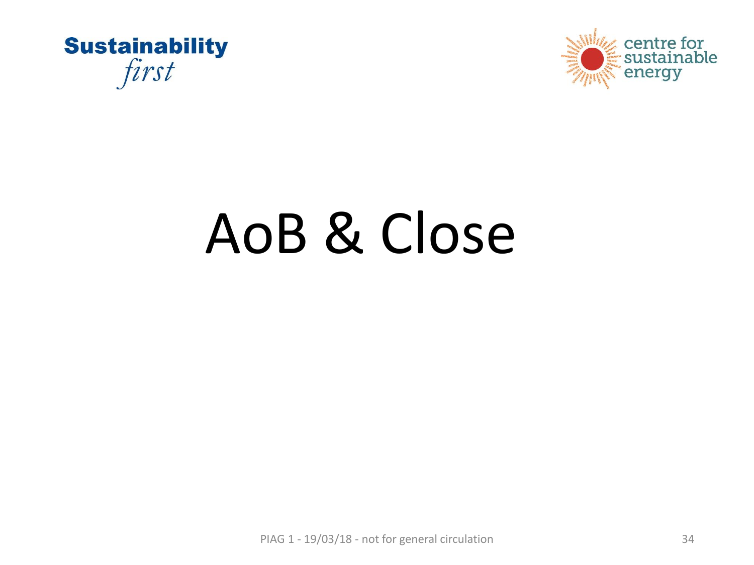# AoB & Close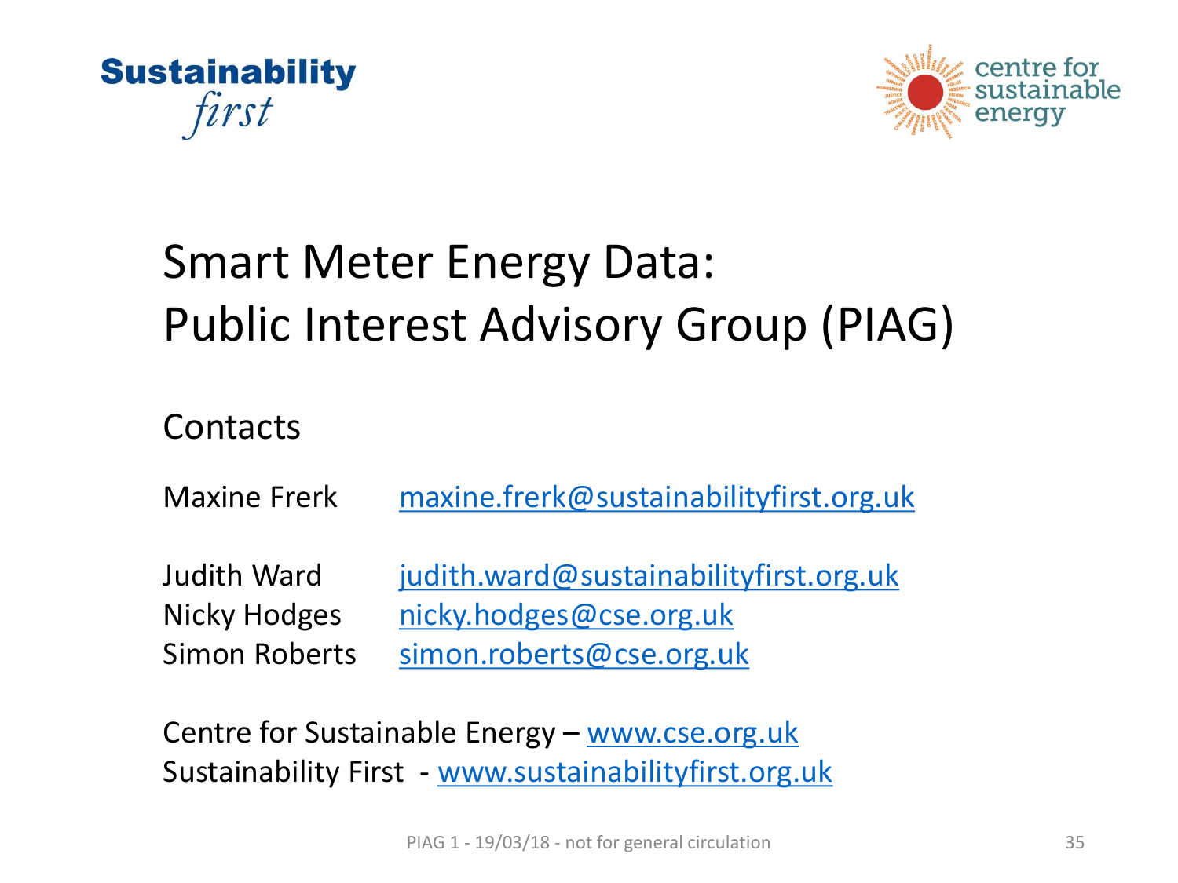Sustainability *first*

centre for sustainable energy

# Smart Meter Energy Data: Public Interest Advisory Group (PIAG)

## Contacts

Maxine Frerk maxine.frerk@sustainabilityfirst.org.uk

Judith Ward judith.ward@sustainabilityfirst.org.uk
Nicky Hodges nicky.hodges@cse.org.uk
Simon Roberts simon.roberts@cse.org.uk

Centre for Sustainable Energy – www.cse.org.uk
Sustainability First - www.sustainabilityfirst.org.uk